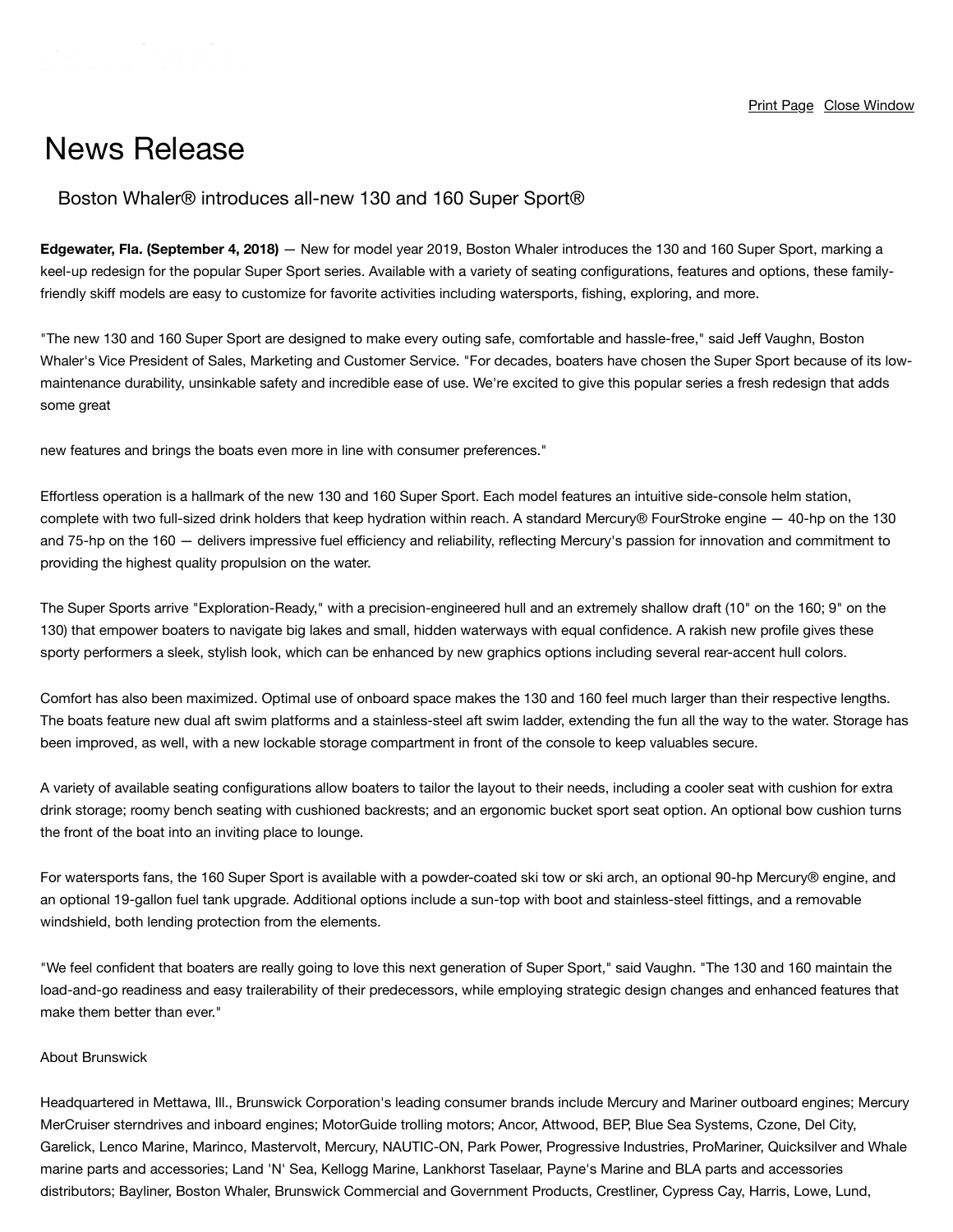# News Release

## Boston Whaler® introduces all-new 130 and 160 Super Sport®

**Edgewater, Fla. (September 4, 2018)** — New for model year 2019, Boston Whaler introduces the 130 and 160 Super Sport, marking a keel-up redesign for the popular Super Sport series. Available with a variety of seating configurations, features and options, these family-friendly skiff models are easy to customize for favorite activities including watersports, fishing, exploring, and more.

"The new 130 and 160 Super Sport are designed to make every outing safe, comfortable and hassle-free," said Jeff Vaughn, Boston Whaler's Vice President of Sales, Marketing and Customer Service. "For decades, boaters have chosen the Super Sport because of its low-maintenance durability, unsinkable safety and incredible ease of use. We're excited to give this popular series a fresh redesign that adds some great

new features and brings the boats even more in line with consumer preferences."

Effortless operation is a hallmark of the new 130 and 160 Super Sport. Each model features an intuitive side-console helm station, complete with two full-sized drink holders that keep hydration within reach. A standard Mercury® FourStroke engine — 40-hp on the 130 and 75-hp on the 160 — delivers impressive fuel efficiency and reliability, reflecting Mercury's passion for innovation and commitment to providing the highest quality propulsion on the water.

The Super Sports arrive "Exploration-Ready," with a precision-engineered hull and an extremely shallow draft (10" on the 160; 9" on the 130) that empower boaters to navigate big lakes and small, hidden waterways with equal confidence. A rakish new profile gives these sporty performers a sleek, stylish look, which can be enhanced by new graphics options including several rear-accent hull colors.

Comfort has also been maximized. Optimal use of onboard space makes the 130 and 160 feel much larger than their respective lengths. The boats feature new dual aft swim platforms and a stainless-steel aft swim ladder, extending the fun all the way to the water. Storage has been improved, as well, with a new lockable storage compartment in front of the console to keep valuables secure.

A variety of available seating configurations allow boaters to tailor the layout to their needs, including a cooler seat with cushion for extra drink storage; roomy bench seating with cushioned backrests; and an ergonomic bucket sport seat option. An optional bow cushion turns the front of the boat into an inviting place to lounge.

For watersports fans, the 160 Super Sport is available with a powder-coated ski tow or ski arch, an optional 90-hp Mercury® engine, and an optional 19-gallon fuel tank upgrade. Additional options include a sun-top with boot and stainless-steel fittings, and a removable windshield, both lending protection from the elements.

"We feel confident that boaters are really going to love this next generation of Super Sport," said Vaughn. "The 130 and 160 maintain the load-and-go readiness and easy trailerability of their predecessors, while employing strategic design changes and enhanced features that make them better than ever."

About Brunswick

Headquartered in Mettawa, Ill., Brunswick Corporation's leading consumer brands include Mercury and Mariner outboard engines; Mercury MerCruiser sterndrives and inboard engines; MotorGuide trolling motors; Ancor, Attwood, BEP, Blue Sea Systems, Czone, Del City, Garelick, Lenco Marine, Marinco, Mastervolt, Mercury, NAUTIC-ON, Park Power, Progressive Industries, ProMariner, Quicksilver and Whale marine parts and accessories; Land 'N' Sea, Kellogg Marine, Lankhorst Taselaar, Payne's Marine and BLA parts and accessories distributors; Bayliner, Boston Whaler, Brunswick Commercial and Government Products, Crestliner, Cypress Cay, Harris, Lowe, Lund,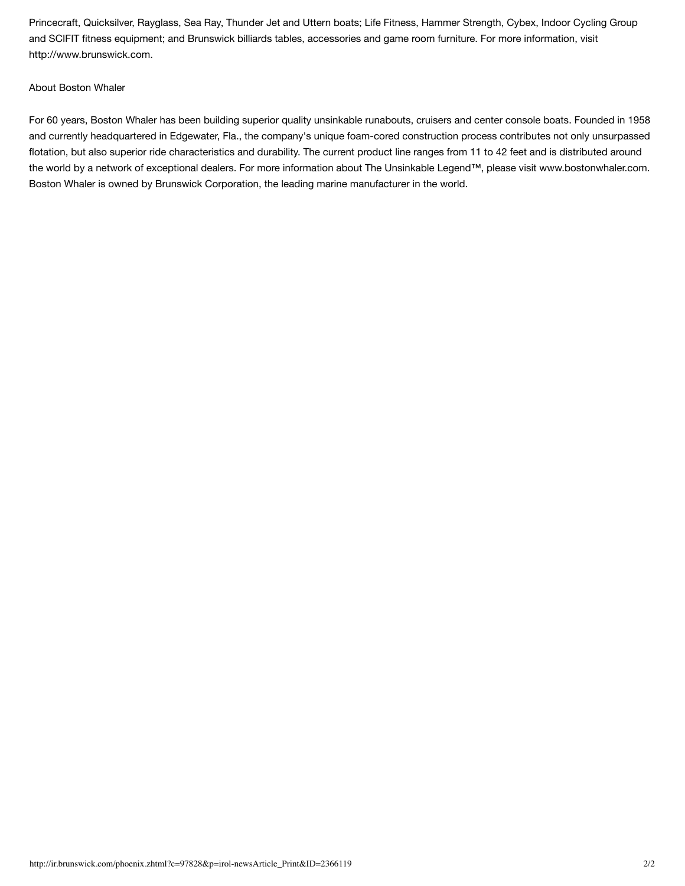Princecraft, Quicksilver, Rayglass, Sea Ray, Thunder Jet and Uttern boats; Life Fitness, Hammer Strength, Cybex, Indoor Cycling Group and SCIFIT fitness equipment; and Brunswick billiards tables, accessories and game room furniture. For more information, visit http://www.brunswick.com.

About Boston Whaler

For 60 years, Boston Whaler has been building superior quality unsinkable runabouts, cruisers and center console boats. Founded in 1958 and currently headquartered in Edgewater, Fla., the company's unique foam-cored construction process contributes not only unsurpassed flotation, but also superior ride characteristics and durability. The current product line ranges from 11 to 42 feet and is distributed around the world by a network of exceptional dealers. For more information about The Unsinkable Legend™, please visit www.bostonwhaler.com. Boston Whaler is owned by Brunswick Corporation, the leading marine manufacturer in the world.